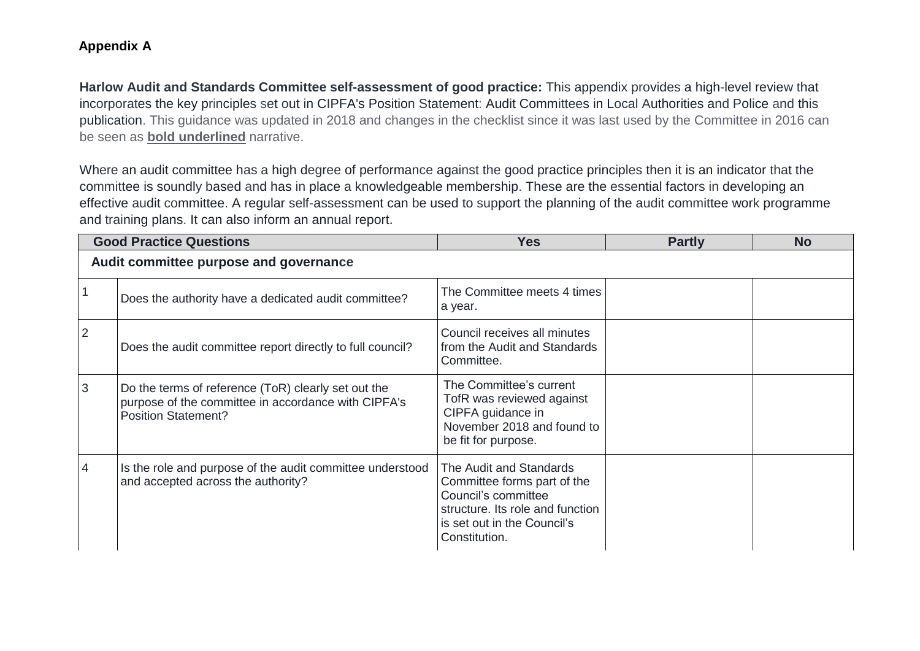**Appendix A**

**Harlow Audit and Standards Committee self-assessment of good practice:** This appendix provides a high-level review that incorporates the key principles set out in CIPFA's Position Statement: Audit Committees in Local Authorities and Police and this publication. This guidance was updated in 2018 and changes in the checklist since it was last used by the Committee in 2016 can be seen as **bold underlined** narrative.

Where an audit committee has a high degree of performance against the good practice principles then it is an indicator that the committee is soundly based and has in place a knowledgeable membership. These are the essential factors in developing an effective audit committee. A regular self-assessment can be used to support the planning of the audit committee work programme and training plans. It can also inform an annual report.

| | **Good Practice Questions** | **Yes** | **Partly** | **No** |
|---|---|---|---|---|
| **Audit committee purpose and governance** | | | | |
| 1 | Does the authority have a dedicated audit committee? | The Committee meets 4 times a year. | | |
| 2 | Does the audit committee report directly to full council? | Council receives all minutes from the Audit and Standards Committee. | | |
| 3 | Do the terms of reference (ToR) clearly set out the purpose of the committee in accordance with CIPFA's Position Statement? | The Committee's current TofR was reviewed against CIPFA guidance in November 2018 and found to be fit for purpose. | | |
| 4 | Is the role and purpose of the audit committee understood and accepted across the authority? | The Audit and Standards Committee forms part of the Council's committee structure. Its role and function is set out in the Council's Constitution. | | |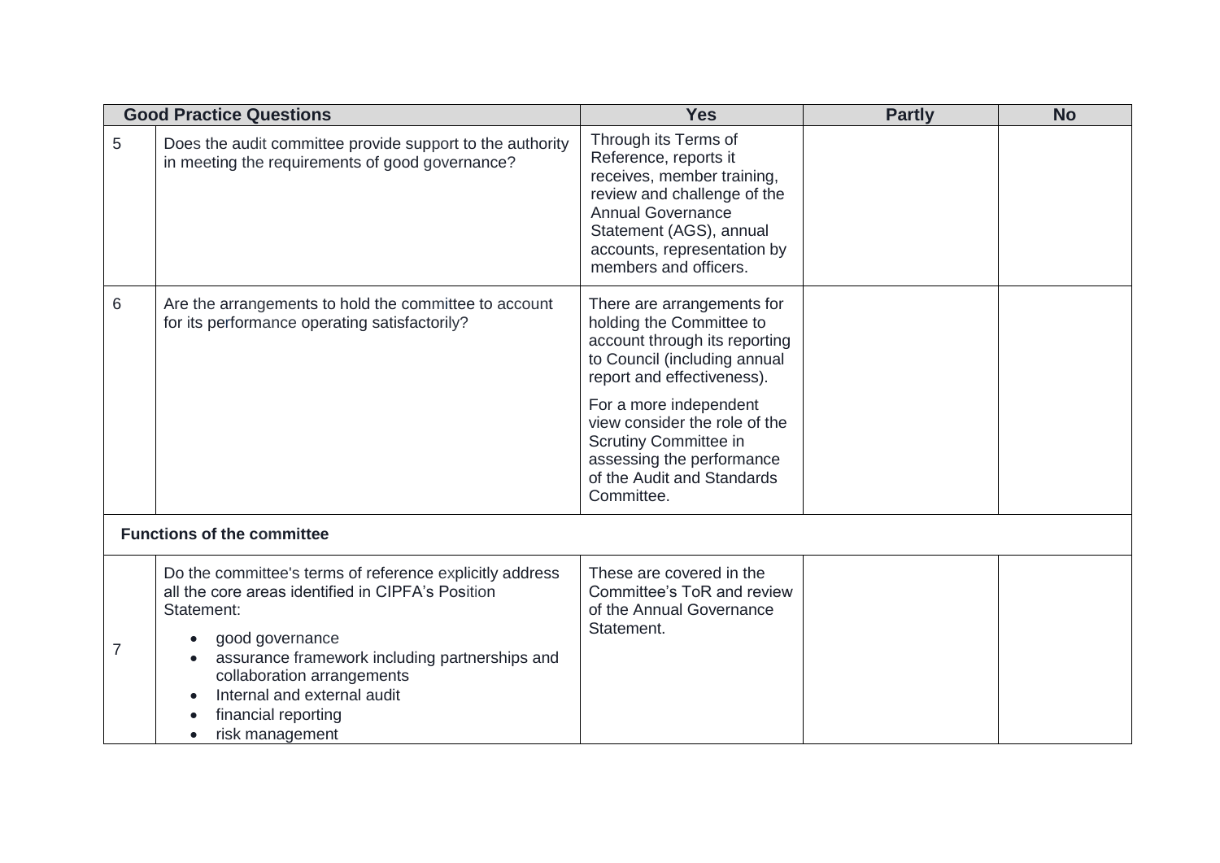| Good Practice Questions | | Yes | Partly | No |
|---|---|---|---|---|
| 5 | Does the audit committee provide support to the authority in meeting the requirements of good governance? | Through its Terms of Reference, reports it receives, member training, review and challenge of the Annual Governance Statement (AGS), annual accounts, representation by members and officers. | | |
| 6 | Are the arrangements to hold the committee to account for its performance operating satisfactorily? | There are arrangements for holding the Committee to account through its reporting to Council (including annual report and effectiveness).<br><br>For a more independent view consider the role of the Scrutiny Committee in assessing the performance of the Audit and Standards Committee. | | |
| **Functions of the committee** | | | | |
| 7 | Do the committee's terms of reference explicitly address all the core areas identified in CIPFA's Position Statement:<br><br>• good governance<br>• assurance framework including partnerships and collaboration arrangements<br>• Internal and external audit<br>• financial reporting<br>• risk management | These are covered in the Committee's ToR and review of the Annual Governance Statement. | | |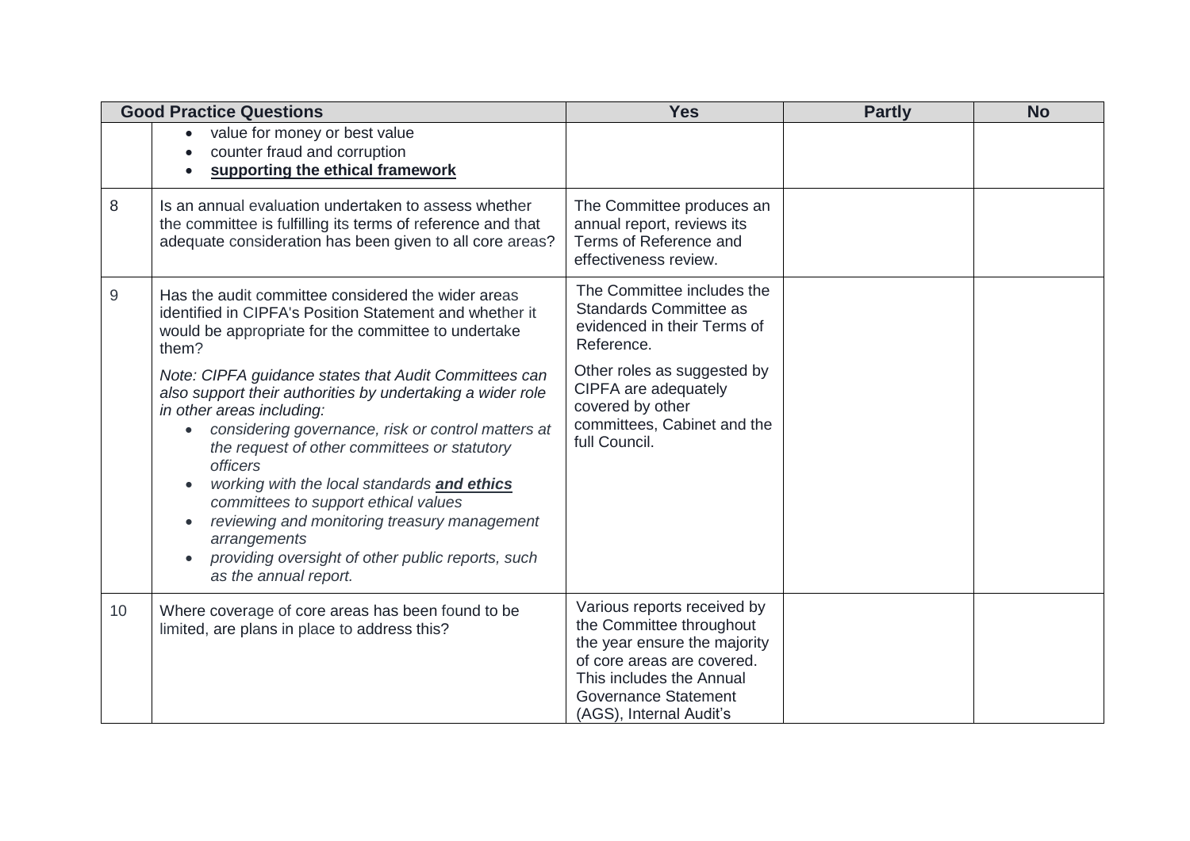| | Good Practice Questions | Yes | Partly | No |
|---|---|---|---|---|
| | • value for money or best value<br>• counter fraud and corruption<br>• **supporting the ethical framework** | | | |
| 8 | Is an annual evaluation undertaken to assess whether the committee is fulfilling its terms of reference and that adequate consideration has been given to all core areas? | The Committee produces an annual report, reviews its Terms of Reference and effectiveness review. | | |
| 9 | Has the audit committee considered the wider areas identified in CIPFA's Position Statement and whether it would be appropriate for the committee to undertake them?<br><br>*Note: CIPFA guidance states that Audit Committees can also support their authorities by undertaking a wider role in other areas including:*<br>• *considering governance, risk or control matters at the request of other committees or statutory officers*<br>• *working with the local standards **and ethics** committees to support ethical values*<br>• *reviewing and monitoring treasury management arrangements*<br>• *providing oversight of other public reports, such as the annual report.* | The Committee includes the Standards Committee as evidenced in their Terms of Reference.<br><br>Other roles as suggested by CIPFA are adequately covered by other committees, Cabinet and the full Council. | | |
| 10 | Where coverage of core areas has been found to be limited, are plans in place to address this? | Various reports received by the Committee throughout the year ensure the majority of core areas are covered. This includes the Annual Governance Statement (AGS), Internal Audit's | | |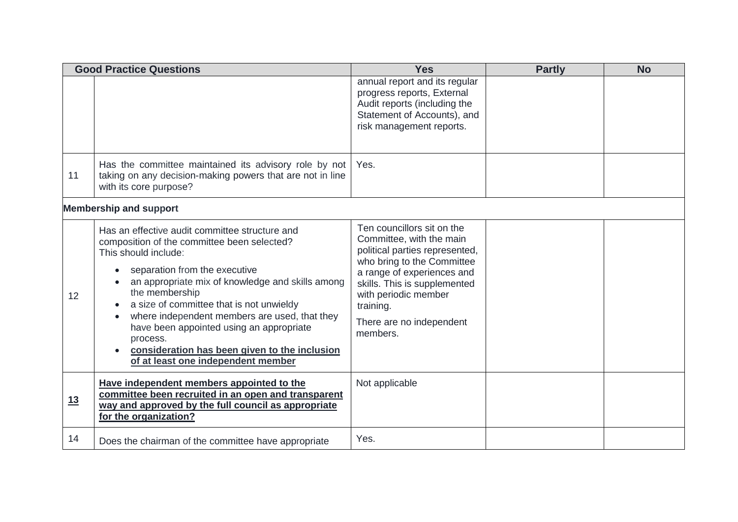| | Good Practice Questions | Yes | Partly | No |
|---|---|---|---|---|
| | | annual report and its regular progress reports, External Audit reports (including the Statement of Accounts), and risk management reports. | | |
| 11 | Has the committee maintained its advisory role by not taking on any decision-making powers that are not in line with its core purpose? | Yes. | | |
| **Membership and support** | | | | |
| 12 | Has an effective audit committee structure and composition of the committee been selected? This should include:<br>• separation from the executive<br>• an appropriate mix of knowledge and skills among the membership<br>• a size of committee that is not unwieldy<br>• where independent members are used, that they have been appointed using an appropriate process.<br>• **consideration has been given to the inclusion of at least one independent member** | Ten councillors sit on the Committee, with the main political parties represented, who bring to the Committee a range of experiences and skills. This is supplemented with periodic member training.<br>There are no independent members. | | |
| **13** | **Have independent members appointed to the committee been recruited in an open and transparent way and approved by the full council as appropriate for the organization?** | Not applicable | | |
| 14 | Does the chairman of the committee have appropriate | Yes. | | |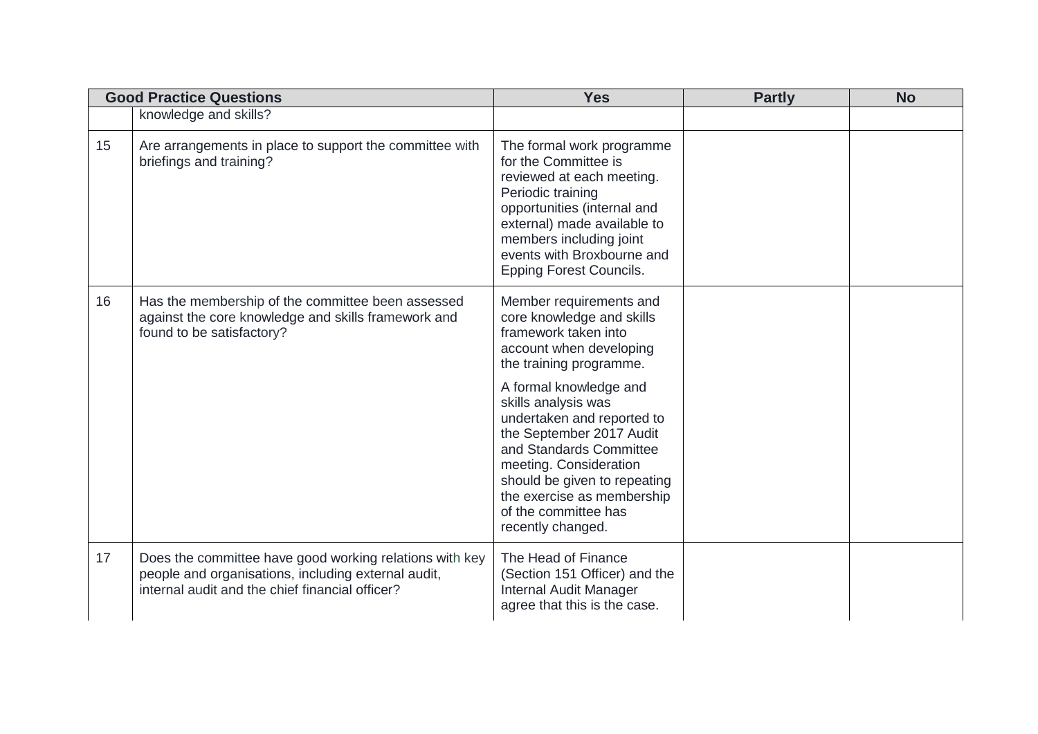| | Good Practice Questions | Yes | Partly | No |
|---|---|---|---|---|
| | knowledge and skills? | | | |
| 15 | Are arrangements in place to support the committee with briefings and training? | The formal work programme for the Committee is reviewed at each meeting. Periodic training opportunities (internal and external) made available to members including joint events with Broxbourne and Epping Forest Councils. | | |
| 16 | Has the membership of the committee been assessed against the core knowledge and skills framework and found to be satisfactory? | Member requirements and core knowledge and skills framework taken into account when developing the training programme.<br><br>A formal knowledge and skills analysis was undertaken and reported to the September 2017 Audit and Standards Committee meeting. Consideration should be given to repeating the exercise as membership of the committee has recently changed. | | |
| 17 | Does the committee have good working relations with key people and organisations, including external audit, internal audit and the chief financial officer? | The Head of Finance (Section 151 Officer) and the Internal Audit Manager agree that this is the case. | | |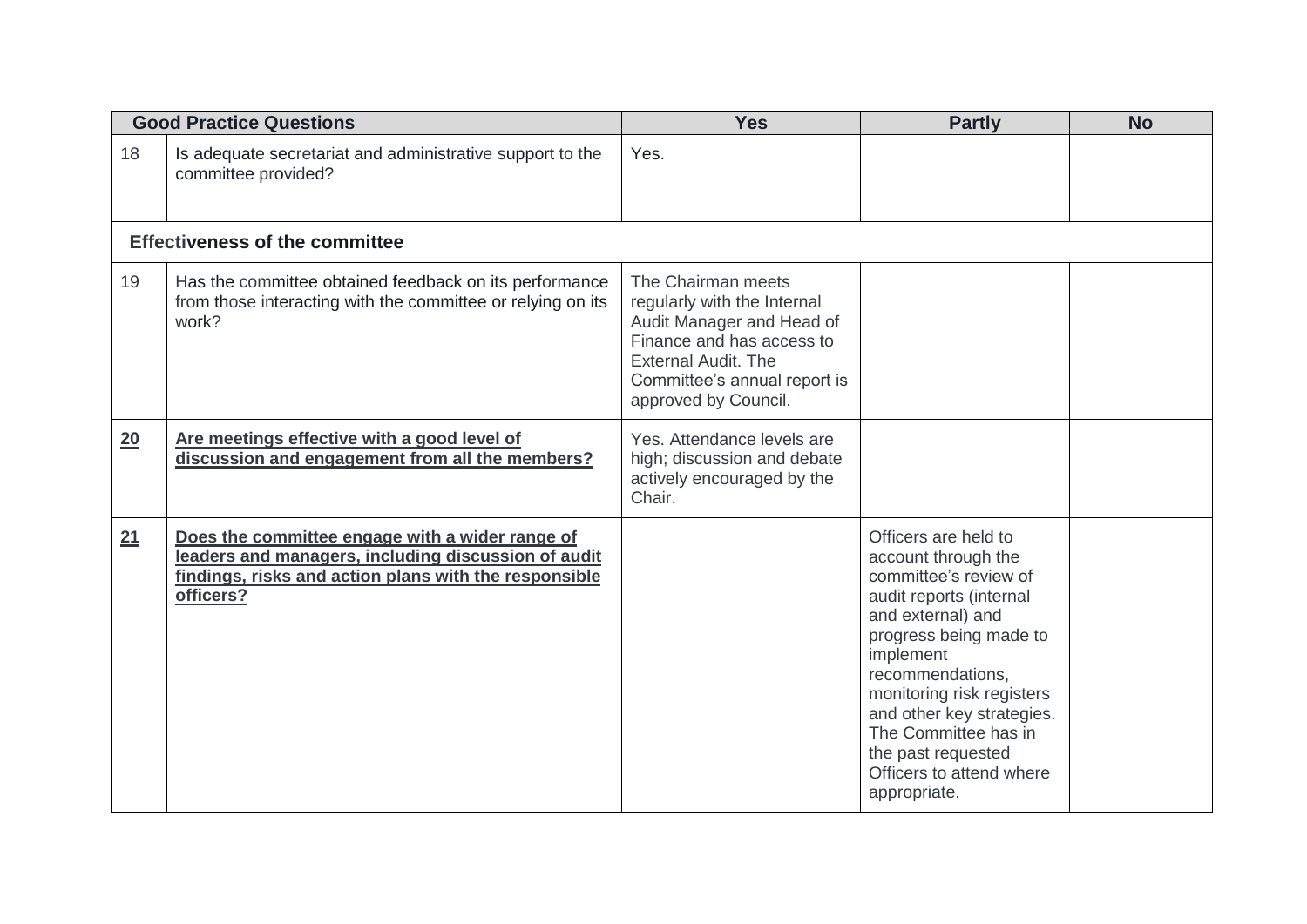| Good Practice Questions | | Yes | Partly | No |
|---|---|---|---|---|
| 18 | Is adequate secretariat and administrative support to the committee provided? | Yes. | | |
| **Effectiveness of the committee** | | | | |
| 19 | Has the committee obtained feedback on its performance from those interacting with the committee or relying on its work? | The Chairman meets regularly with the Internal Audit Manager and Head of Finance and has access to External Audit. The Committee's annual report is approved by Council. | | |
| **20** | **Are meetings effective with a good level of discussion and engagement from all the members?** | Yes. Attendance levels are high; discussion and debate actively encouraged by the Chair. | | |
| **21** | **Does the committee engage with a wider range of leaders and managers, including discussion of audit findings, risks and action plans with the responsible officers?** | | Officers are held to account through the committee's review of audit reports (internal and external) and progress being made to implement recommendations, monitoring risk registers and other key strategies. The Committee has in the past requested Officers to attend where appropriate. | |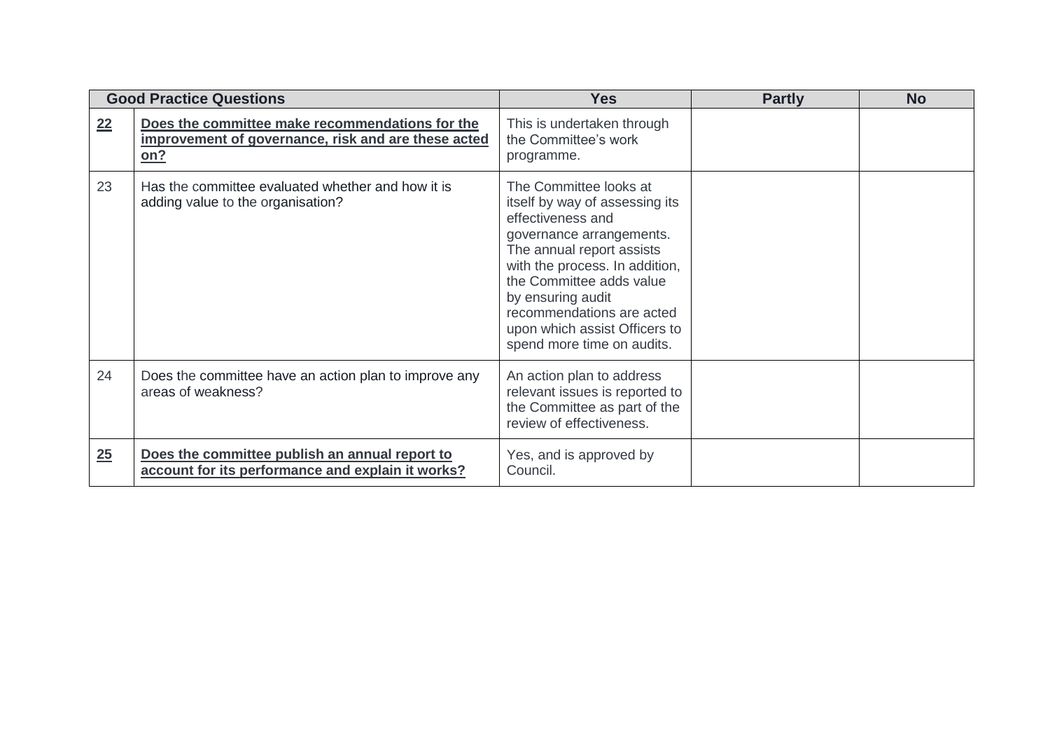| Good Practice Questions | | Yes | Partly | No |
|---|---|---|---|---|
| **<u>22</u>** | **<u>Does the committee make recommendations for the improvement of governance, risk and are these acted on?</u>** | This is undertaken through the Committee's work programme. | | |
| 23 | Has the committee evaluated whether and how it is adding value to the organisation? | The Committee looks at itself by way of assessing its effectiveness and governance arrangements. The annual report assists with the process. In addition, the Committee adds value by ensuring audit recommendations are acted upon which assist Officers to spend more time on audits. | | |
| 24 | Does the committee have an action plan to improve any areas of weakness? | An action plan to address relevant issues is reported to the Committee as part of the review of effectiveness. | | |
| **<u>25</u>** | **<u>Does the committee publish an annual report to account for its performance and explain it works?</u>** | Yes, and is approved by Council. | | |